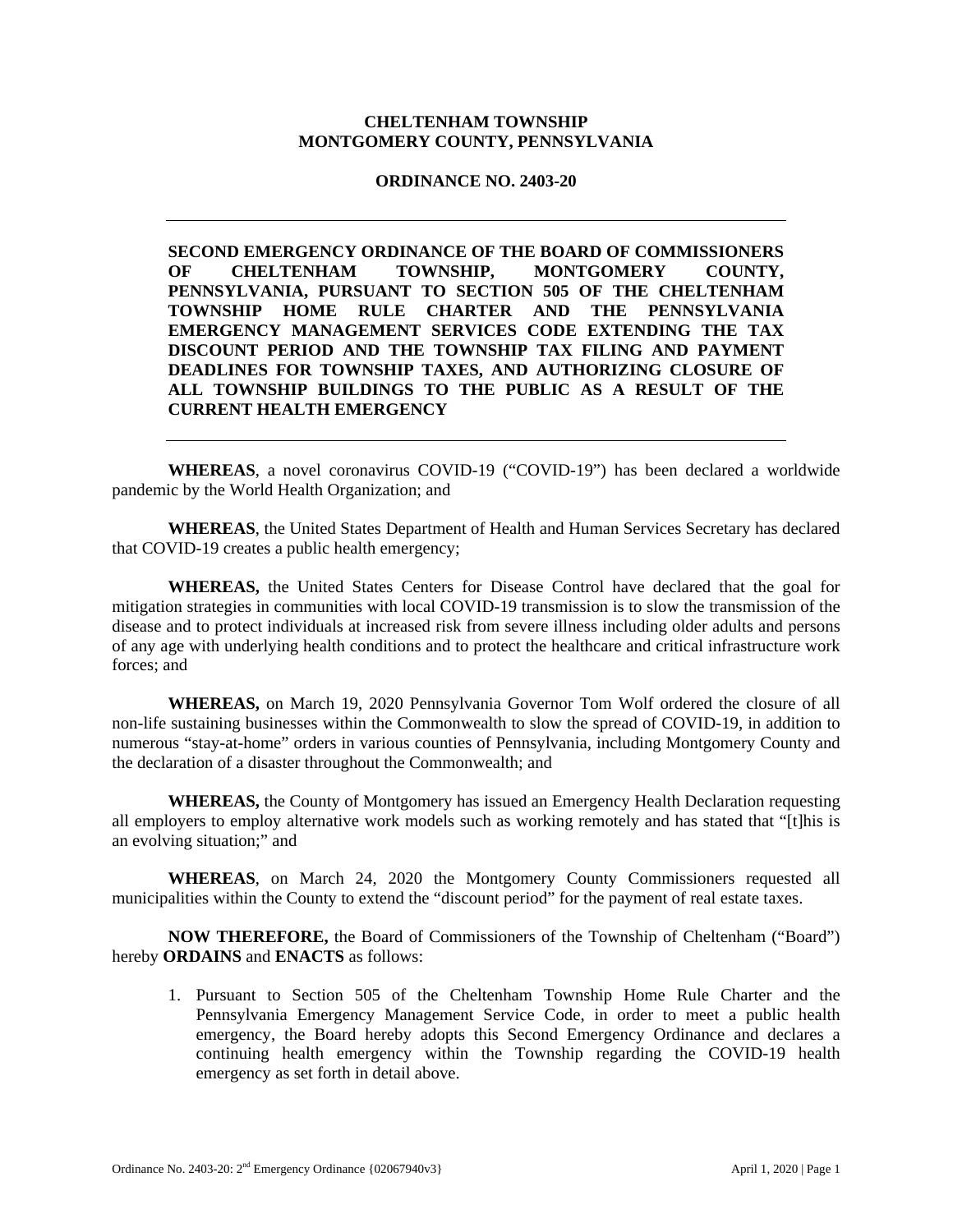**CHELTENHAM TOWNSHIP**
**MONTGOMERY COUNTY, PENNSYLVANIA**

**ORDINANCE NO. 2403-20**

---

**SECOND EMERGENCY ORDINANCE OF THE BOARD OF COMMISSIONERS OF CHELTENHAM TOWNSHIP, MONTGOMERY COUNTY, PENNSYLVANIA, PURSUANT TO SECTION 505 OF THE CHELTENHAM TOWNSHIP HOME RULE CHARTER AND THE PENNSYLVANIA EMERGENCY MANAGEMENT SERVICES CODE EXTENDING THE TAX DISCOUNT PERIOD AND THE TOWNSHIP TAX FILING AND PAYMENT DEADLINES FOR TOWNSHIP TAXES, AND AUTHORIZING CLOSURE OF ALL TOWNSHIP BUILDINGS TO THE PUBLIC AS A RESULT OF THE CURRENT HEALTH EMERGENCY**

---

**WHEREAS**, a novel coronavirus COVID-19 ("COVID-19") has been declared a worldwide pandemic by the World Health Organization; and

**WHEREAS**, the United States Department of Health and Human Services Secretary has declared that COVID-19 creates a public health emergency;

**WHEREAS,** the United States Centers for Disease Control have declared that the goal for mitigation strategies in communities with local COVID-19 transmission is to slow the transmission of the disease and to protect individuals at increased risk from severe illness including older adults and persons of any age with underlying health conditions and to protect the healthcare and critical infrastructure work forces; and

**WHEREAS,** on March 19, 2020 Pennsylvania Governor Tom Wolf ordered the closure of all non-life sustaining businesses within the Commonwealth to slow the spread of COVID-19, in addition to numerous "stay-at-home" orders in various counties of Pennsylvania, including Montgomery County and the declaration of a disaster throughout the Commonwealth; and

**WHEREAS,** the County of Montgomery has issued an Emergency Health Declaration requesting all employers to employ alternative work models such as working remotely and has stated that "[t]his is an evolving situation;" and

**WHEREAS**, on March 24, 2020 the Montgomery County Commissioners requested all municipalities within the County to extend the "discount period" for the payment of real estate taxes.

**NOW THEREFORE,** the Board of Commissioners of the Township of Cheltenham ("Board") hereby **ORDAINS** and **ENACTS** as follows:

1. Pursuant to Section 505 of the Cheltenham Township Home Rule Charter and the Pennsylvania Emergency Management Service Code, in order to meet a public health emergency, the Board hereby adopts this Second Emergency Ordinance and declares a continuing health emergency within the Township regarding the COVID-19 health emergency as set forth in detail above.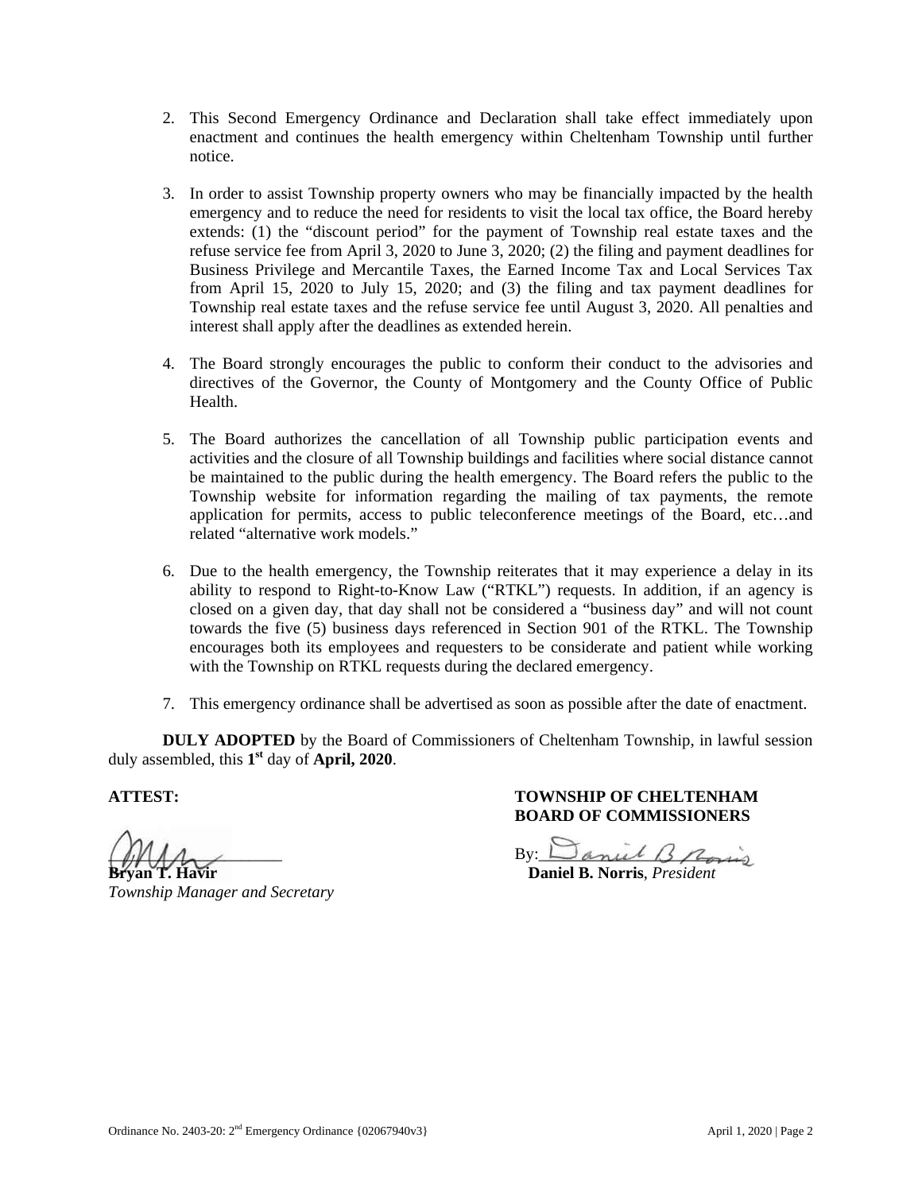2. This Second Emergency Ordinance and Declaration shall take effect immediately upon enactment and continues the health emergency within Cheltenham Township until further notice.

3. In order to assist Township property owners who may be financially impacted by the health emergency and to reduce the need for residents to visit the local tax office, the Board hereby extends: (1) the "discount period" for the payment of Township real estate taxes and the refuse service fee from April 3, 2020 to June 3, 2020; (2) the filing and payment deadlines for Business Privilege and Mercantile Taxes, the Earned Income Tax and Local Services Tax from April 15, 2020 to July 15, 2020; and (3) the filing and tax payment deadlines for Township real estate taxes and the refuse service fee until August 3, 2020. All penalties and interest shall apply after the deadlines as extended herein.

4. The Board strongly encourages the public to conform their conduct to the advisories and directives of the Governor, the County of Montgomery and the County Office of Public Health.

5. The Board authorizes the cancellation of all Township public participation events and activities and the closure of all Township buildings and facilities where social distance cannot be maintained to the public during the health emergency. The Board refers the public to the Township website for information regarding the mailing of tax payments, the remote application for permits, access to public teleconference meetings of the Board, etc…and related "alternative work models."

6. Due to the health emergency, the Township reiterates that it may experience a delay in its ability to respond to Right-to-Know Law ("RTKL") requests. In addition, if an agency is closed on a given day, that day shall not be considered a "business day" and will not count towards the five (5) business days referenced in Section 901 of the RTKL. The Township encourages both its employees and requesters to be considerate and patient while working with the Township on RTKL requests during the declared emergency.

7. This emergency ordinance shall be advertised as soon as possible after the date of enactment.

**DULY ADOPTED** by the Board of Commissioners of Cheltenham Township, in lawful session duly assembled, this **1st** day of **April, 2020**.

**ATTEST:**

**Bryan T. Havir**
*Township Manager and Secretary*

**TOWNSHIP OF CHELTENHAM**
**BOARD OF COMMISSIONERS**

By: Daniel B. Norris

**Daniel B. Norris**, *President*